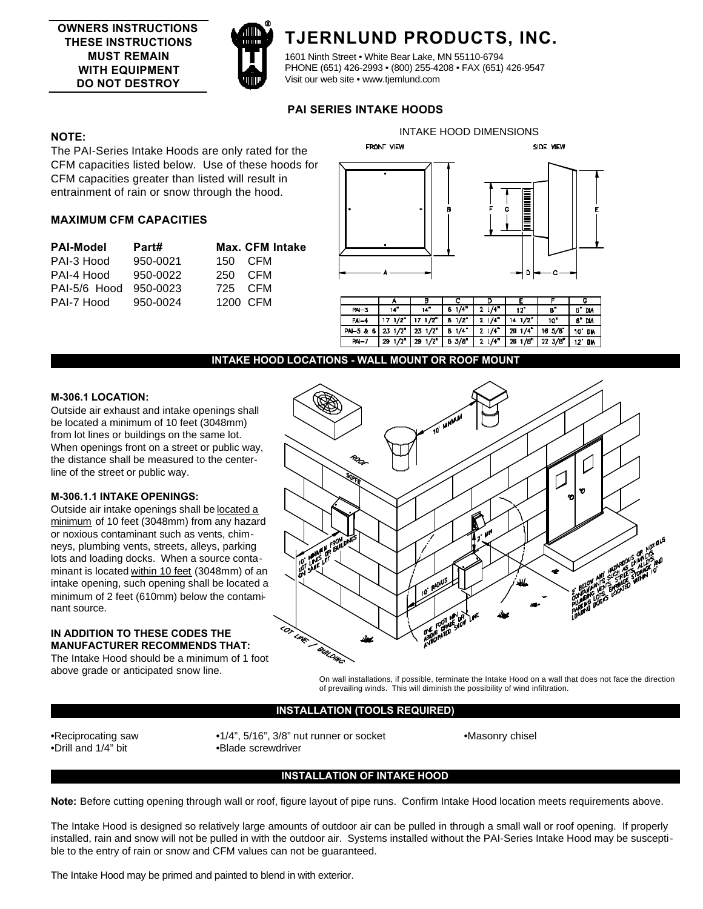**OWNERS INSTRUCTIONS**
**THESE INSTRUCTIONS MUST REMAIN WITH EQUIPMENT DO NOT DESTROY**

# TJERNLUND PRODUCTS, INC.

1601 Ninth Street • White Bear Lake, MN 55110-6794
PHONE (651) 426-2993 • (800) 255-4208 • FAX (651) 426-9547
Visit our web site • www.tjernlund.com

## PAI SERIES INTAKE HOODS

**NOTE:**
The PAI-Series Intake Hoods are only rated for the CFM capacities listed below. Use of these hoods for CFM capacities greater than listed will result in entrainment of rain or snow through the hood.

### MAXIMUM CFM CAPACITIES

| PAI-Model | Part# | Max. CFM Intake |
|---|---|---|
| PAI-3 Hood | 950-0021 | 150 CFM |
| PAI-4 Hood | 950-0022 | 250 CFM |
| PAI-5/6 Hood | 950-0023 | 725 CFM |
| PAI-7 Hood | 950-0024 | 1200 CFM |

INTAKE HOOD DIMENSIONS

|  | A | B | C | D | E | F | G |
|---|---|---|---|---|---|---|---|
| PAI-3 | 14" | 14" | 6 1/4" | 2 1/4" | 12" | 8" | 6" DIA |
| PAI-4 | 17 1/2" | 17 1/2" | 8 1/2" | 2 1/4" | 14 1/2" | 10" | 8" DIA |
| PAI-5 & 6 | 23 1/2" | 23 1/2" | 8 1/4" | 2 1/4" | 20 1/4" | 16 5/8" | 10" DIA |
| PAI-7 | 29 1/2" | 29 1/2" | 8 3/8" | 2 1/4" | 26 1/8" | 22 3/8" | 12" DIA |

## INTAKE HOOD LOCATIONS - WALL MOUNT OR ROOF MOUNT

**M-306.1 LOCATION:**
Outside air exhaust and intake openings shall be located a minimum of 10 feet (3048mm) from lot lines or buildings on the same lot. When openings front on a street or public way, the distance shall be measured to the centerline of the street or public way.

**M-306.1.1 INTAKE OPENINGS:**
Outside air intake openings shall be located a minimum of 10 feet (3048mm) from any hazard or noxious contaminant such as vents, chimneys, plumbing vents, streets, alleys, parking lots and loading docks. When a source contaminant is located within 10 feet (3048mm) of an intake opening, such opening shall be located a minimum of 2 feet (610mm) below the contaminant source.

**IN ADDITION TO THESE CODES THE MANUFACTURER RECOMMENDS THAT:**
The Intake Hood should be a minimum of 1 foot above grade or anticipated snow line.

On wall installations, if possible, terminate the Intake Hood on a wall that does not face the direction of prevailing winds. This will diminish the possibility of wind infiltration.

## INSTALLATION (TOOLS REQUIRED)

- Reciprocating saw
- Drill and 1/4" bit
- 1/4", 5/16", 3/8" nut runner or socket
- Blade screwdriver
- Masonry chisel

## INSTALLATION OF INTAKE HOOD

**Note:** Before cutting opening through wall or roof, figure layout of pipe runs. Confirm Intake Hood location meets requirements above.

The Intake Hood is designed so relatively large amounts of outdoor air can be pulled in through a small wall or roof opening. If properly installed, rain and snow will not be pulled in with the outdoor air. Systems installed without the PAI-Series Intake Hood may be susceptible to the entry of rain or snow and CFM values can not be guaranteed.

The Intake Hood may be primed and painted to blend in with exterior.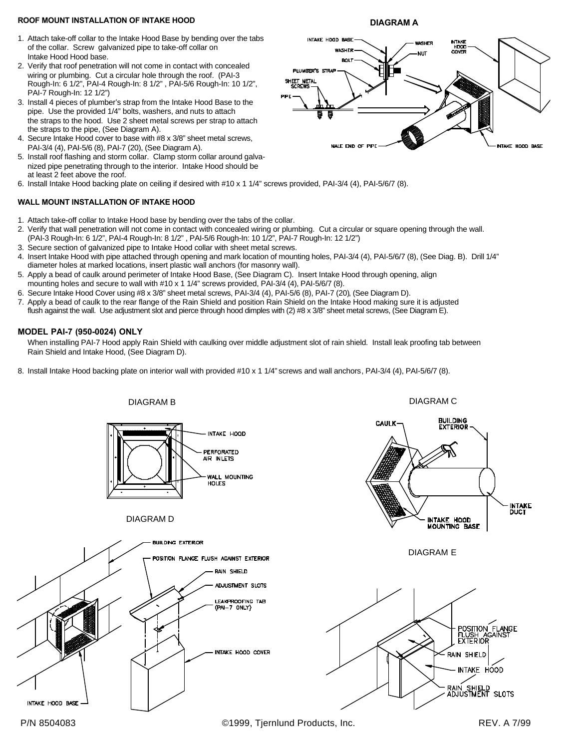## ROOF MOUNT INSTALLATION OF INTAKE HOOD

DIAGRAM A

INTAKE HOOD BASE
WASHER
BOLT
PLUMBER'S STRAP
SHEET METAL SCREWS
PIPE
WASHER
NUT
INTAKE HOOD COVER
MALE END OF PIPE
INTAKE HOOD BASE

1. Attach take-off collar to the Intake Hood Base by bending over the tabs of the collar. Screw galvanized pipe to take-off collar on Intake Hood Hood base.
2. Verify that roof penetration will not come in contact with concealed wiring or plumbing. Cut a circular hole through the roof. (PAI-3 Rough-In: 6 1/2", PAI-4 Rough-In: 8 1/2" , PAI-5/6 Rough-In: 10 1/2", PAI-7 Rough-In: 12 1/2")
3. Install 4 pieces of plumber's strap from the Intake Hood Base to the pipe. Use the provided 1/4" bolts, washers, and nuts to attach the straps to the hood. Use 2 sheet metal screws per strap to attach the straps to the pipe, (See Diagram A).
4. Secure Intake Hood cover to base with #8 x 3/8" sheet metal screws, PAI-3/4 (4), PAI-5/6 (8), PAI-7 (20), (See Diagram A).
5. Install roof flashing and storm collar. Clamp storm collar around galvanized pipe penetrating through to the interior. Intake Hood should be at least 2 feet above the roof.
6. Install Intake Hood backing plate on ceiling if desired with #10 x 1 1/4" screws provided, PAI-3/4 (4), PAI-5/6/7 (8).

## WALL MOUNT INSTALLATION OF INTAKE HOOD

1. Attach take-off collar to Intake Hood base by bending over the tabs of the collar.
2. Verify that wall penetration will not come in contact with concealed wiring or plumbing. Cut a circular or square opening through the wall. (PAI-3 Rough-In: 6 1/2", PAI-4 Rough-In: 8 1/2" , PAI-5/6 Rough-In: 10 1/2", PAI-7 Rough-In: 12 1/2")
3. Secure section of galvanized pipe to Intake Hood collar with sheet metal screws.
4. Insert Intake Hood with pipe attached through opening and mark location of mounting holes, PAI-3/4 (4), PAI-5/6/7 (8), (See Diag. B). Drill 1/4" diameter holes at marked locations, insert plastic wall anchors (for masonry wall).
5. Apply a bead of caulk around perimeter of Intake Hood Base, (See Diagram C). Insert Intake Hood through opening, align mounting holes and secure to wall with #10 x 1 1/4" screws provided, PAI-3/4 (4), PAI-5/6/7 (8).
6. Secure Intake Hood Cover using #8 x 3/8" sheet metal screws, PAI-3/4 (4), PAI-5/6 (8), PAI-7 (20), (See Diagram D).
7. Apply a bead of caulk to the rear flange of the Rain Shield and position Rain Shield on the Intake Hood making sure it is adjusted flush against the wall. Use adjustment slot and pierce through hood dimples with (2) #8 x 3/8" sheet metal screws, (See Diagram E).

### MODEL PAI-7 (950-0024) ONLY

When installing PAI-7 Hood apply Rain Shield with caulking over middle adjustment slot of rain shield. Install leak proofing tab between Rain Shield and Intake Hood, (See Diagram D).

8. Install Intake Hood backing plate on interior wall with provided #10 x 1 1/4" screws and wall anchors, PAI-3/4 (4), PAI-5/6/7 (8).

DIAGRAM B

INTAKE HOOD
PERFORATED AIR INLETS
WALL MOUNTING HOLES

DIAGRAM C

CAULK
BUILDING EXTERIOR
INTAKE DUCT
INTAKE HOOD MOUNTING BASE

DIAGRAM D

BUILDING EXTERIOR
POSITION FLANGE FLUSH AGAINST EXTERIOR
RAIN SHIELD
ADJUSTMENT SLOTS
LEAKPROOFING TAB (PAI-7 ONLY)
INTAKE HOOD COVER
INTAKE HOOD BASE

DIAGRAM E

POSITION FLANGE FLUSH AGAINST EXTERIOR
RAIN SHIELD
INTAKE HOOD
RAIN SHIELD ADJUSTMENT SLOTS

P/N 8504083 ©1999, Tjernlund Products, Inc. REV. A 7/99